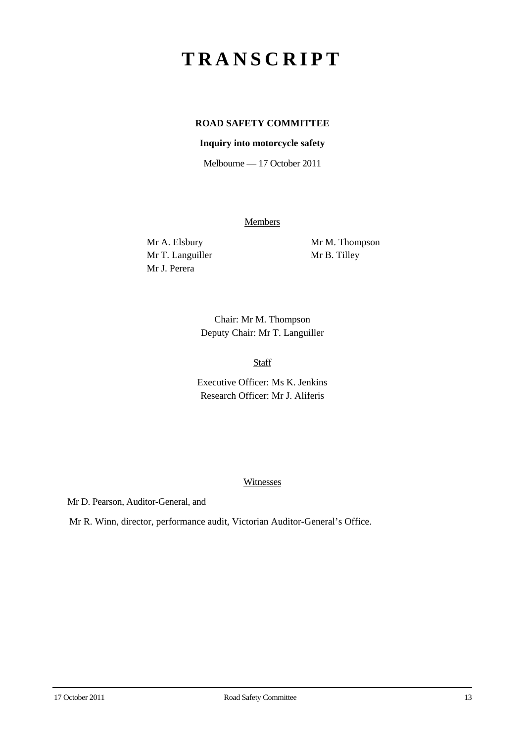# TRANSCRIPT

**ROAD SAFETY COMMITTEE**

**Inquiry into motorcycle safety**

Melbourne — 17 October 2011

Members

Mr A. Elsbury
Mr T. Languiller
Mr J. Perera
Mr M. Thompson
Mr B. Tilley

Chair: Mr M. Thompson
Deputy Chair: Mr T. Languiller

Staff

Executive Officer: Ms K. Jenkins
Research Officer: Mr J. Aliferis

Witnesses

Mr D. Pearson, Auditor-General, and

Mr R. Winn, director, performance audit, Victorian Auditor-General's Office.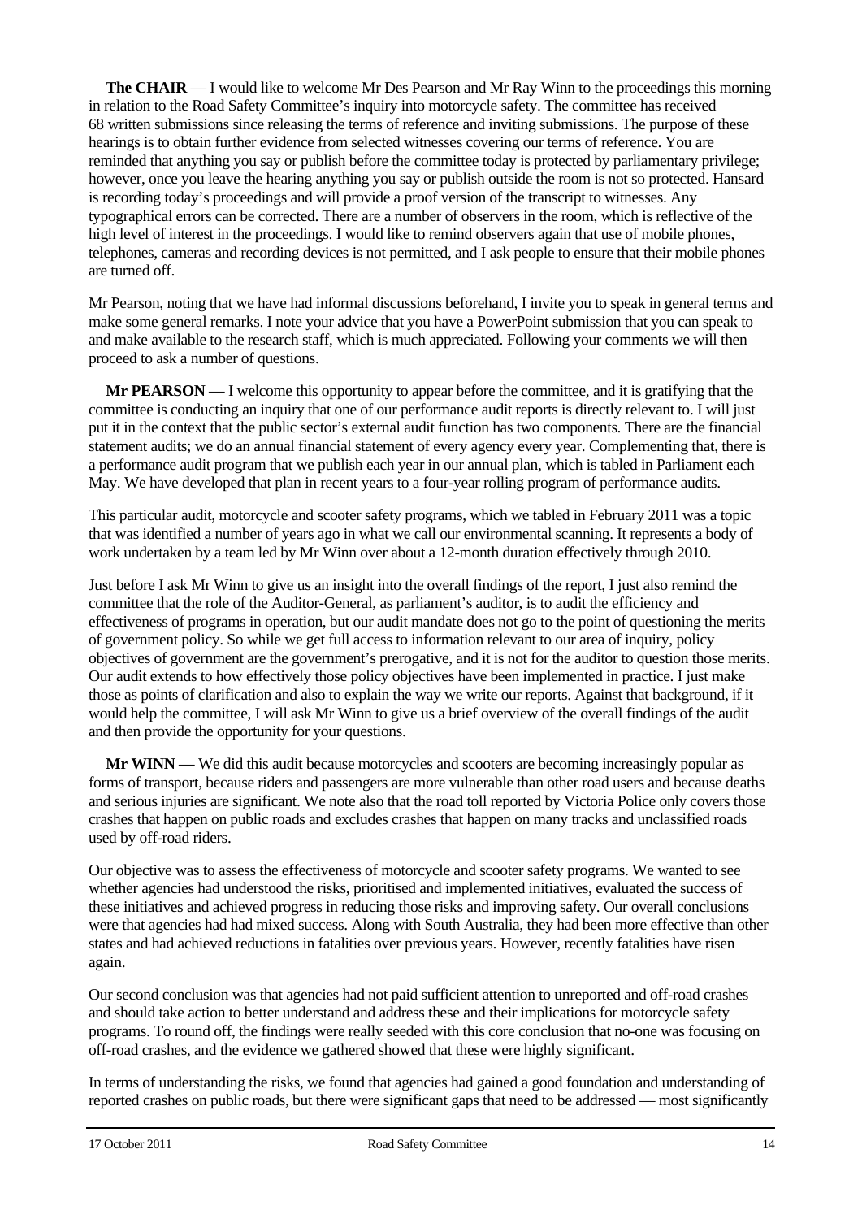**The CHAIR** — I would like to welcome Mr Des Pearson and Mr Ray Winn to the proceedings this morning in relation to the Road Safety Committee's inquiry into motorcycle safety. The committee has received 68 written submissions since releasing the terms of reference and inviting submissions. The purpose of these hearings is to obtain further evidence from selected witnesses covering our terms of reference. You are reminded that anything you say or publish before the committee today is protected by parliamentary privilege; however, once you leave the hearing anything you say or publish outside the room is not so protected. Hansard is recording today's proceedings and will provide a proof version of the transcript to witnesses. Any typographical errors can be corrected. There are a number of observers in the room, which is reflective of the high level of interest in the proceedings. I would like to remind observers again that use of mobile phones, telephones, cameras and recording devices is not permitted, and I ask people to ensure that their mobile phones are turned off.

Mr Pearson, noting that we have had informal discussions beforehand, I invite you to speak in general terms and make some general remarks. I note your advice that you have a PowerPoint submission that you can speak to and make available to the research staff, which is much appreciated. Following your comments we will then proceed to ask a number of questions.

**Mr PEARSON** — I welcome this opportunity to appear before the committee, and it is gratifying that the committee is conducting an inquiry that one of our performance audit reports is directly relevant to. I will just put it in the context that the public sector's external audit function has two components. There are the financial statement audits; we do an annual financial statement of every agency every year. Complementing that, there is a performance audit program that we publish each year in our annual plan, which is tabled in Parliament each May. We have developed that plan in recent years to a four-year rolling program of performance audits.

This particular audit, motorcycle and scooter safety programs, which we tabled in February 2011 was a topic that was identified a number of years ago in what we call our environmental scanning. It represents a body of work undertaken by a team led by Mr Winn over about a 12-month duration effectively through 2010.

Just before I ask Mr Winn to give us an insight into the overall findings of the report, I just also remind the committee that the role of the Auditor-General, as parliament's auditor, is to audit the efficiency and effectiveness of programs in operation, but our audit mandate does not go to the point of questioning the merits of government policy. So while we get full access to information relevant to our area of inquiry, policy objectives of government are the government's prerogative, and it is not for the auditor to question those merits. Our audit extends to how effectively those policy objectives have been implemented in practice. I just make those as points of clarification and also to explain the way we write our reports. Against that background, if it would help the committee, I will ask Mr Winn to give us a brief overview of the overall findings of the audit and then provide the opportunity for your questions.

**Mr WINN** — We did this audit because motorcycles and scooters are becoming increasingly popular as forms of transport, because riders and passengers are more vulnerable than other road users and because deaths and serious injuries are significant. We note also that the road toll reported by Victoria Police only covers those crashes that happen on public roads and excludes crashes that happen on many tracks and unclassified roads used by off-road riders.

Our objective was to assess the effectiveness of motorcycle and scooter safety programs. We wanted to see whether agencies had understood the risks, prioritised and implemented initiatives, evaluated the success of these initiatives and achieved progress in reducing those risks and improving safety. Our overall conclusions were that agencies had had mixed success. Along with South Australia, they had been more effective than other states and had achieved reductions in fatalities over previous years. However, recently fatalities have risen again.

Our second conclusion was that agencies had not paid sufficient attention to unreported and off-road crashes and should take action to better understand and address these and their implications for motorcycle safety programs. To round off, the findings were really seeded with this core conclusion that no-one was focusing on off-road crashes, and the evidence we gathered showed that these were highly significant.

In terms of understanding the risks, we found that agencies had gained a good foundation and understanding of reported crashes on public roads, but there were significant gaps that need to be addressed — most significantly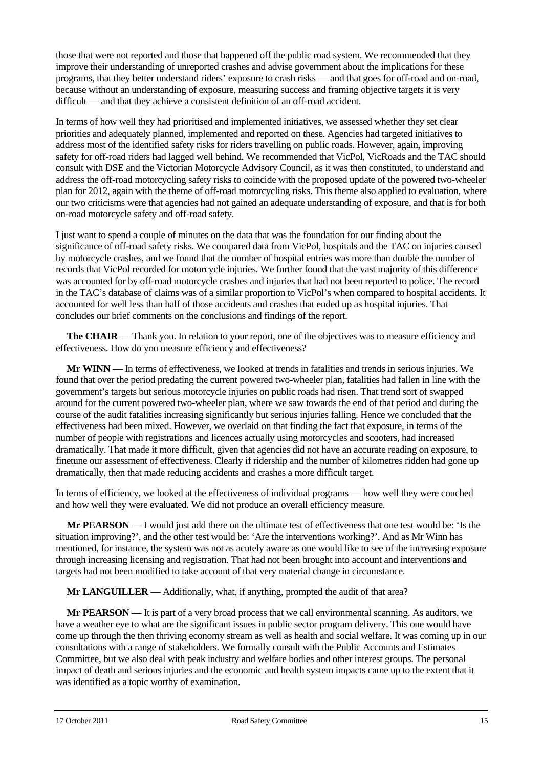those that were not reported and those that happened off the public road system. We recommended that they improve their understanding of unreported crashes and advise government about the implications for these programs, that they better understand riders' exposure to crash risks — and that goes for off-road and on-road, because without an understanding of exposure, measuring success and framing objective targets it is very difficult — and that they achieve a consistent definition of an off-road accident.

In terms of how well they had prioritised and implemented initiatives, we assessed whether they set clear priorities and adequately planned, implemented and reported on these. Agencies had targeted initiatives to address most of the identified safety risks for riders travelling on public roads. However, again, improving safety for off-road riders had lagged well behind. We recommended that VicPol, VicRoads and the TAC should consult with DSE and the Victorian Motorcycle Advisory Council, as it was then constituted, to understand and address the off-road motorcycling safety risks to coincide with the proposed update of the powered two-wheeler plan for 2012, again with the theme of off-road motorcycling risks. This theme also applied to evaluation, where our two criticisms were that agencies had not gained an adequate understanding of exposure, and that is for both on-road motorcycle safety and off-road safety.

I just want to spend a couple of minutes on the data that was the foundation for our finding about the significance of off-road safety risks. We compared data from VicPol, hospitals and the TAC on injuries caused by motorcycle crashes, and we found that the number of hospital entries was more than double the number of records that VicPol recorded for motorcycle injuries. We further found that the vast majority of this difference was accounted for by off-road motorcycle crashes and injuries that had not been reported to police. The record in the TAC's database of claims was of a similar proportion to VicPol's when compared to hospital accidents. It accounted for well less than half of those accidents and crashes that ended up as hospital injuries. That concludes our brief comments on the conclusions and findings of the report.

**The CHAIR** — Thank you. In relation to your report, one of the objectives was to measure efficiency and effectiveness. How do you measure efficiency and effectiveness?

**Mr WINN** — In terms of effectiveness, we looked at trends in fatalities and trends in serious injuries. We found that over the period predating the current powered two-wheeler plan, fatalities had fallen in line with the government's targets but serious motorcycle injuries on public roads had risen. That trend sort of swapped around for the current powered two-wheeler plan, where we saw towards the end of that period and during the course of the audit fatalities increasing significantly but serious injuries falling. Hence we concluded that the effectiveness had been mixed. However, we overlaid on that finding the fact that exposure, in terms of the number of people with registrations and licences actually using motorcycles and scooters, had increased dramatically. That made it more difficult, given that agencies did not have an accurate reading on exposure, to finetune our assessment of effectiveness. Clearly if ridership and the number of kilometres ridden had gone up dramatically, then that made reducing accidents and crashes a more difficult target.

In terms of efficiency, we looked at the effectiveness of individual programs — how well they were couched and how well they were evaluated. We did not produce an overall efficiency measure.

**Mr PEARSON** — I would just add there on the ultimate test of effectiveness that one test would be: 'Is the situation improving?', and the other test would be: 'Are the interventions working?'. And as Mr Winn has mentioned, for instance, the system was not as acutely aware as one would like to see of the increasing exposure through increasing licensing and registration. That had not been brought into account and interventions and targets had not been modified to take account of that very material change in circumstance.

**Mr LANGUILLER** — Additionally, what, if anything, prompted the audit of that area?

**Mr PEARSON** — It is part of a very broad process that we call environmental scanning. As auditors, we have a weather eye to what are the significant issues in public sector program delivery. This one would have come up through the then thriving economy stream as well as health and social welfare. It was coming up in our consultations with a range of stakeholders. We formally consult with the Public Accounts and Estimates Committee, but we also deal with peak industry and welfare bodies and other interest groups. The personal impact of death and serious injuries and the economic and health system impacts came up to the extent that it was identified as a topic worthy of examination.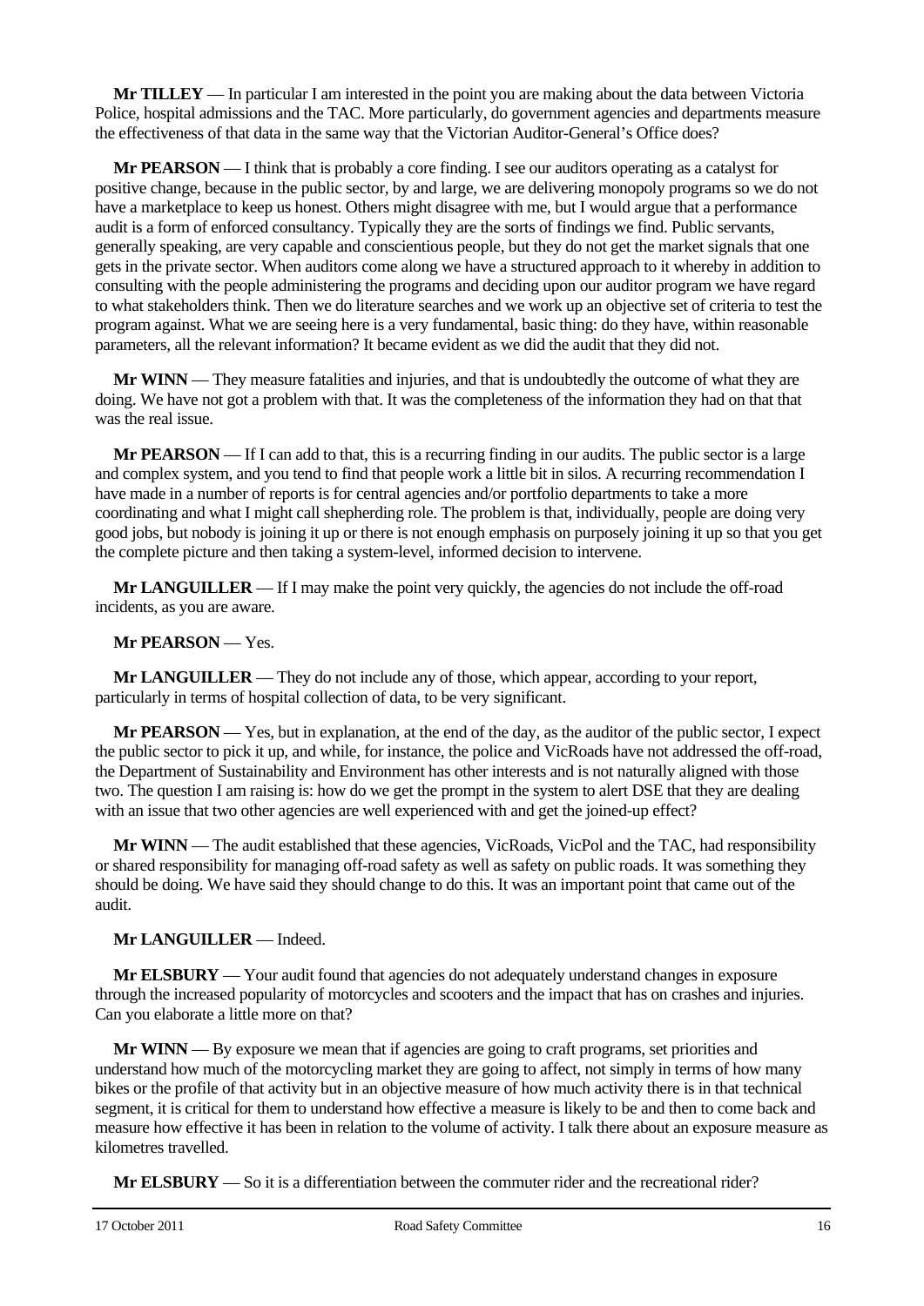**Mr TILLEY** — In particular I am interested in the point you are making about the data between Victoria Police, hospital admissions and the TAC. More particularly, do government agencies and departments measure the effectiveness of that data in the same way that the Victorian Auditor-General's Office does?

**Mr PEARSON** — I think that is probably a core finding. I see our auditors operating as a catalyst for positive change, because in the public sector, by and large, we are delivering monopoly programs so we do not have a marketplace to keep us honest. Others might disagree with me, but I would argue that a performance audit is a form of enforced consultancy. Typically they are the sorts of findings we find. Public servants, generally speaking, are very capable and conscientious people, but they do not get the market signals that one gets in the private sector. When auditors come along we have a structured approach to it whereby in addition to consulting with the people administering the programs and deciding upon our auditor program we have regard to what stakeholders think. Then we do literature searches and we work up an objective set of criteria to test the program against. What we are seeing here is a very fundamental, basic thing: do they have, within reasonable parameters, all the relevant information? It became evident as we did the audit that they did not.

**Mr WINN** — They measure fatalities and injuries, and that is undoubtedly the outcome of what they are doing. We have not got a problem with that. It was the completeness of the information they had on that that was the real issue.

**Mr PEARSON** — If I can add to that, this is a recurring finding in our audits. The public sector is a large and complex system, and you tend to find that people work a little bit in silos. A recurring recommendation I have made in a number of reports is for central agencies and/or portfolio departments to take a more coordinating and what I might call shepherding role. The problem is that, individually, people are doing very good jobs, but nobody is joining it up or there is not enough emphasis on purposely joining it up so that you get the complete picture and then taking a system-level, informed decision to intervene.

**Mr LANGUILLER** — If I may make the point very quickly, the agencies do not include the off-road incidents, as you are aware.

**Mr PEARSON** — Yes.

**Mr LANGUILLER** — They do not include any of those, which appear, according to your report, particularly in terms of hospital collection of data, to be very significant.

**Mr PEARSON** — Yes, but in explanation, at the end of the day, as the auditor of the public sector, I expect the public sector to pick it up, and while, for instance, the police and VicRoads have not addressed the off-road, the Department of Sustainability and Environment has other interests and is not naturally aligned with those two. The question I am raising is: how do we get the prompt in the system to alert DSE that they are dealing with an issue that two other agencies are well experienced with and get the joined-up effect?

**Mr WINN** — The audit established that these agencies, VicRoads, VicPol and the TAC, had responsibility or shared responsibility for managing off-road safety as well as safety on public roads. It was something they should be doing. We have said they should change to do this. It was an important point that came out of the audit.

**Mr LANGUILLER** — Indeed.

**Mr ELSBURY** — Your audit found that agencies do not adequately understand changes in exposure through the increased popularity of motorcycles and scooters and the impact that has on crashes and injuries. Can you elaborate a little more on that?

**Mr WINN** — By exposure we mean that if agencies are going to craft programs, set priorities and understand how much of the motorcycling market they are going to affect, not simply in terms of how many bikes or the profile of that activity but in an objective measure of how much activity there is in that technical segment, it is critical for them to understand how effective a measure is likely to be and then to come back and measure how effective it has been in relation to the volume of activity. I talk there about an exposure measure as kilometres travelled.

**Mr ELSBURY** — So it is a differentiation between the commuter rider and the recreational rider?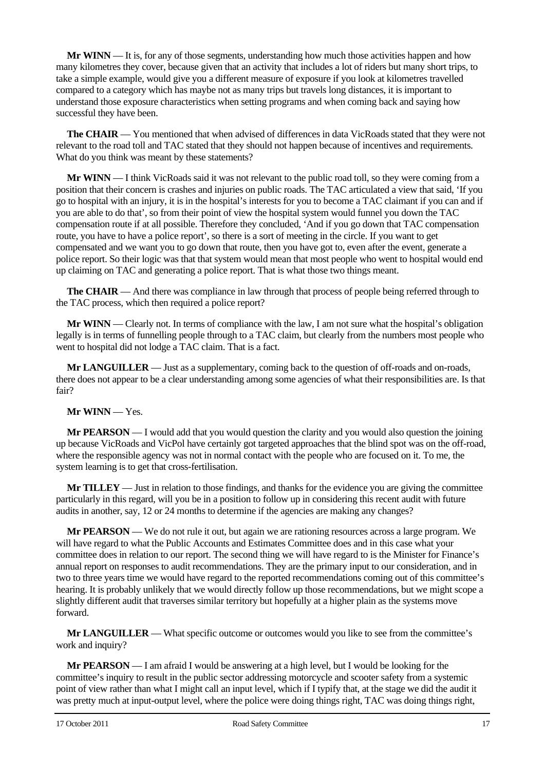**Mr WINN** — It is, for any of those segments, understanding how much those activities happen and how many kilometres they cover, because given that an activity that includes a lot of riders but many short trips, to take a simple example, would give you a different measure of exposure if you look at kilometres travelled compared to a category which has maybe not as many trips but travels long distances, it is important to understand those exposure characteristics when setting programs and when coming back and saying how successful they have been.

**The CHAIR** — You mentioned that when advised of differences in data VicRoads stated that they were not relevant to the road toll and TAC stated that they should not happen because of incentives and requirements. What do you think was meant by these statements?

**Mr WINN** — I think VicRoads said it was not relevant to the public road toll, so they were coming from a position that their concern is crashes and injuries on public roads. The TAC articulated a view that said, 'If you go to hospital with an injury, it is in the hospital's interests for you to become a TAC claimant if you can and if you are able to do that', so from their point of view the hospital system would funnel you down the TAC compensation route if at all possible. Therefore they concluded, 'And if you go down that TAC compensation route, you have to have a police report', so there is a sort of meeting in the circle. If you want to get compensated and we want you to go down that route, then you have got to, even after the event, generate a police report. So their logic was that that system would mean that most people who went to hospital would end up claiming on TAC and generating a police report. That is what those two things meant.

**The CHAIR** — And there was compliance in law through that process of people being referred through to the TAC process, which then required a police report?

**Mr WINN** — Clearly not. In terms of compliance with the law, I am not sure what the hospital's obligation legally is in terms of funnelling people through to a TAC claim, but clearly from the numbers most people who went to hospital did not lodge a TAC claim. That is a fact.

**Mr LANGUILLER** — Just as a supplementary, coming back to the question of off-roads and on-roads, there does not appear to be a clear understanding among some agencies of what their responsibilities are. Is that fair?

**Mr WINN** — Yes.

**Mr PEARSON** — I would add that you would question the clarity and you would also question the joining up because VicRoads and VicPol have certainly got targeted approaches that the blind spot was on the off-road, where the responsible agency was not in normal contact with the people who are focused on it. To me, the system learning is to get that cross-fertilisation.

**Mr TILLEY** — Just in relation to those findings, and thanks for the evidence you are giving the committee particularly in this regard, will you be in a position to follow up in considering this recent audit with future audits in another, say, 12 or 24 months to determine if the agencies are making any changes?

**Mr PEARSON** — We do not rule it out, but again we are rationing resources across a large program. We will have regard to what the Public Accounts and Estimates Committee does and in this case what your committee does in relation to our report. The second thing we will have regard to is the Minister for Finance's annual report on responses to audit recommendations. They are the primary input to our consideration, and in two to three years time we would have regard to the reported recommendations coming out of this committee's hearing. It is probably unlikely that we would directly follow up those recommendations, but we might scope a slightly different audit that traverses similar territory but hopefully at a higher plain as the systems move forward.

**Mr LANGUILLER** — What specific outcome or outcomes would you like to see from the committee's work and inquiry?

**Mr PEARSON** — I am afraid I would be answering at a high level, but I would be looking for the committee's inquiry to result in the public sector addressing motorcycle and scooter safety from a systemic point of view rather than what I might call an input level, which if I typify that, at the stage we did the audit it was pretty much at input-output level, where the police were doing things right, TAC was doing things right,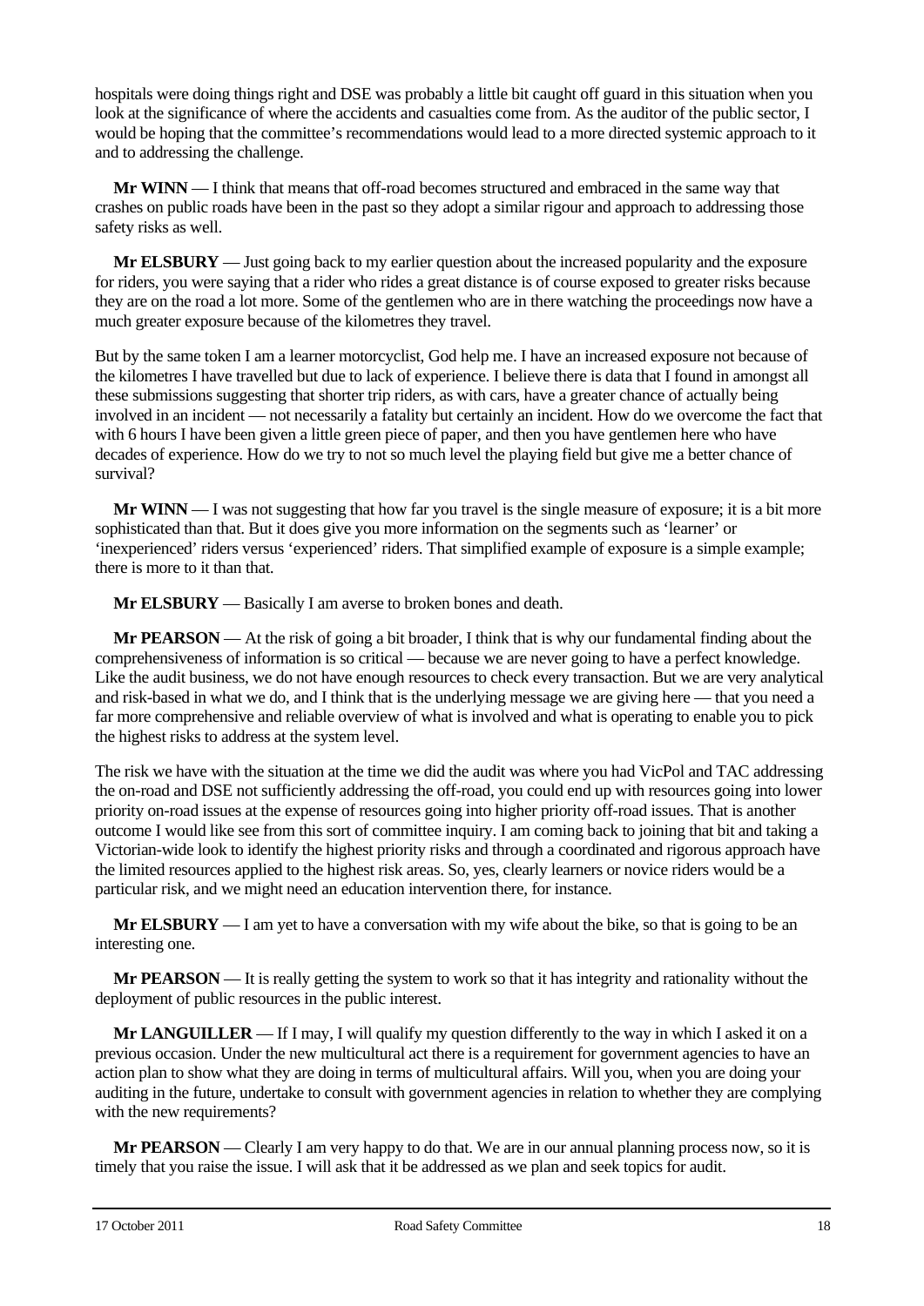hospitals were doing things right and DSE was probably a little bit caught off guard in this situation when you look at the significance of where the accidents and casualties come from. As the auditor of the public sector, I would be hoping that the committee's recommendations would lead to a more directed systemic approach to it and to addressing the challenge.

**Mr WINN** — I think that means that off-road becomes structured and embraced in the same way that crashes on public roads have been in the past so they adopt a similar rigour and approach to addressing those safety risks as well.

**Mr ELSBURY** — Just going back to my earlier question about the increased popularity and the exposure for riders, you were saying that a rider who rides a great distance is of course exposed to greater risks because they are on the road a lot more. Some of the gentlemen who are in there watching the proceedings now have a much greater exposure because of the kilometres they travel.

But by the same token I am a learner motorcyclist, God help me. I have an increased exposure not because of the kilometres I have travelled but due to lack of experience. I believe there is data that I found in amongst all these submissions suggesting that shorter trip riders, as with cars, have a greater chance of actually being involved in an incident — not necessarily a fatality but certainly an incident. How do we overcome the fact that with 6 hours I have been given a little green piece of paper, and then you have gentlemen here who have decades of experience. How do we try to not so much level the playing field but give me a better chance of survival?

**Mr WINN** — I was not suggesting that how far you travel is the single measure of exposure; it is a bit more sophisticated than that. But it does give you more information on the segments such as 'learner' or 'inexperienced' riders versus 'experienced' riders. That simplified example of exposure is a simple example; there is more to it than that.

**Mr ELSBURY** — Basically I am averse to broken bones and death.

**Mr PEARSON** — At the risk of going a bit broader, I think that is why our fundamental finding about the comprehensiveness of information is so critical — because we are never going to have a perfect knowledge. Like the audit business, we do not have enough resources to check every transaction. But we are very analytical and risk-based in what we do, and I think that is the underlying message we are giving here — that you need a far more comprehensive and reliable overview of what is involved and what is operating to enable you to pick the highest risks to address at the system level.

The risk we have with the situation at the time we did the audit was where you had VicPol and TAC addressing the on-road and DSE not sufficiently addressing the off-road, you could end up with resources going into lower priority on-road issues at the expense of resources going into higher priority off-road issues. That is another outcome I would like see from this sort of committee inquiry. I am coming back to joining that bit and taking a Victorian-wide look to identify the highest priority risks and through a coordinated and rigorous approach have the limited resources applied to the highest risk areas. So, yes, clearly learners or novice riders would be a particular risk, and we might need an education intervention there, for instance.

**Mr ELSBURY** — I am yet to have a conversation with my wife about the bike, so that is going to be an interesting one.

**Mr PEARSON** — It is really getting the system to work so that it has integrity and rationality without the deployment of public resources in the public interest.

**Mr LANGUILLER** — If I may, I will qualify my question differently to the way in which I asked it on a previous occasion. Under the new multicultural act there is a requirement for government agencies to have an action plan to show what they are doing in terms of multicultural affairs. Will you, when you are doing your auditing in the future, undertake to consult with government agencies in relation to whether they are complying with the new requirements?

**Mr PEARSON** — Clearly I am very happy to do that. We are in our annual planning process now, so it is timely that you raise the issue. I will ask that it be addressed as we plan and seek topics for audit.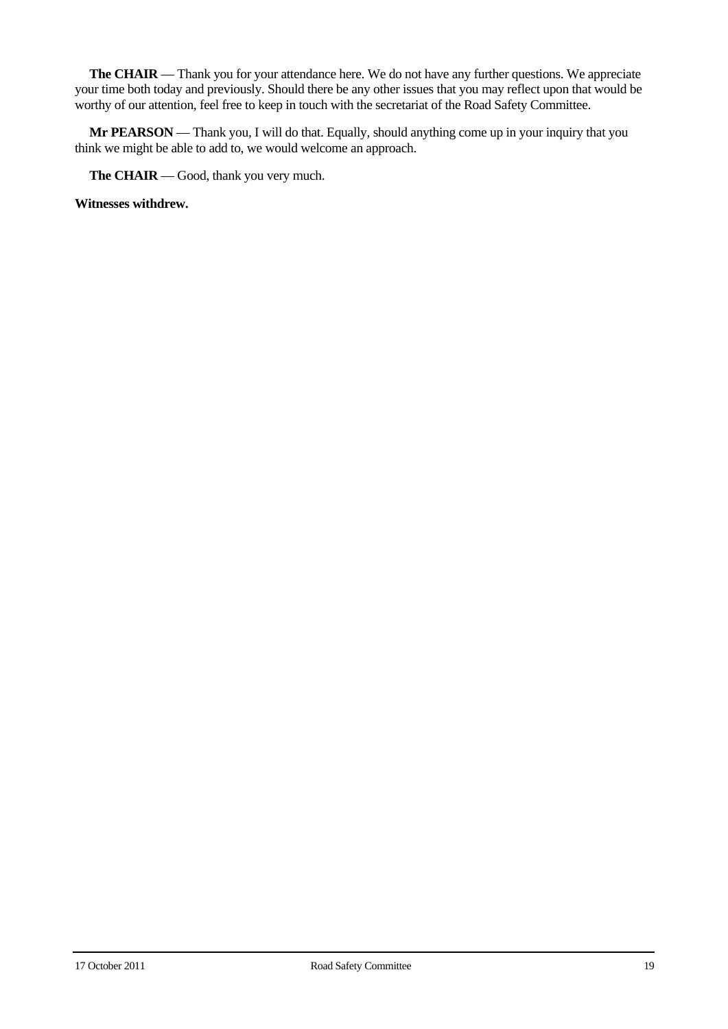**The CHAIR** — Thank you for your attendance here. We do not have any further questions. We appreciate your time both today and previously. Should there be any other issues that you may reflect upon that would be worthy of our attention, feel free to keep in touch with the secretariat of the Road Safety Committee.

**Mr PEARSON** — Thank you, I will do that. Equally, should anything come up in your inquiry that you think we might be able to add to, we would welcome an approach.

**The CHAIR** — Good, thank you very much.

**Witnesses withdrew.**